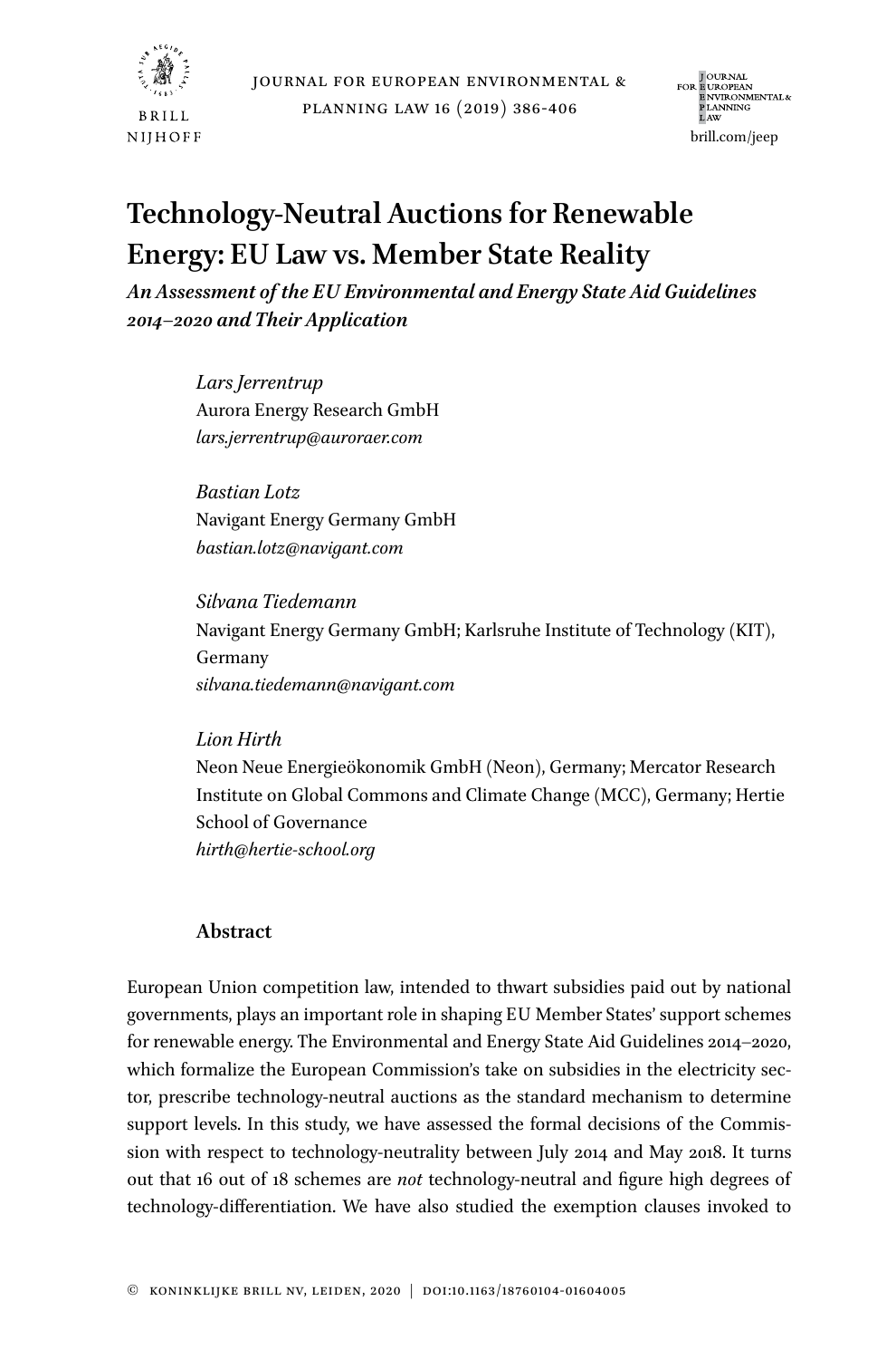# Technology-Neutral Auctions for Renewable Energy: EU Law vs. Member State Reality

## *An Assessment of the EU Environmental and Energy State Aid Guidelines 2014–2020 and Their Application*

*Lars Jerrentrup*
Aurora Energy Research GmbH
*lars.jerrentrup@auroraer.com*

*Bastian Lotz*
Navigant Energy Germany GmbH
*bastian.lotz@navigant.com*

*Silvana Tiedemann*
Navigant Energy Germany GmbH; Karlsruhe Institute of Technology (KIT), Germany
*silvana.tiedemann@navigant.com*

*Lion Hirth*
Neon Neue Energieökonomik GmbH (Neon), Germany; Mercator Research Institute on Global Commons and Climate Change (MCC), Germany; Hertie School of Governance
*hirth@hertie-school.org*

### Abstract

European Union competition law, intended to thwart subsidies paid out by national governments, plays an important role in shaping EU Member States' support schemes for renewable energy. The Environmental and Energy State Aid Guidelines 2014–2020, which formalize the European Commission's take on subsidies in the electricity sector, prescribe technology-neutral auctions as the standard mechanism to determine support levels. In this study, we have assessed the formal decisions of the Commission with respect to technology-neutrality between July 2014 and May 2018. It turns out that 16 out of 18 schemes are *not* technology-neutral and figure high degrees of technology-differentiation. We have also studied the exemption clauses invoked to

© Koninklijke Brill NV, Leiden, 2020 | DOI:10.1163/18760104-01604005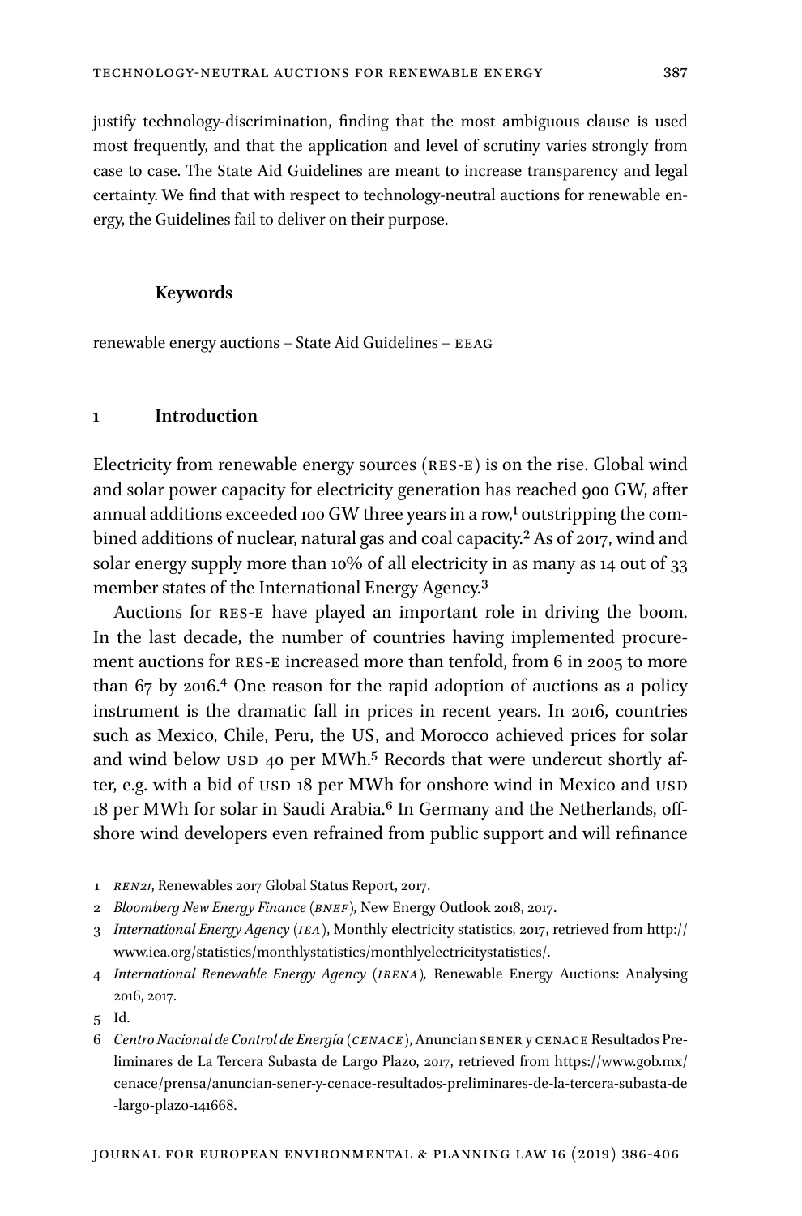justify technology-discrimination, finding that the most ambiguous clause is used most frequently, and that the application and level of scrutiny varies strongly from case to case. The State Aid Guidelines are meant to increase transparency and legal certainty. We find that with respect to technology-neutral auctions for renewable energy, the Guidelines fail to deliver on their purpose.

**Keywords**

renewable energy auctions – State Aid Guidelines – EEAG

## 1 Introduction

Electricity from renewable energy sources (RES-E) is on the rise. Global wind and solar power capacity for electricity generation has reached 900 GW, after annual additions exceeded 100 GW three years in a row,[1] outstripping the combined additions of nuclear, natural gas and coal capacity.[2] As of 2017, wind and solar energy supply more than 10% of all electricity in as many as 14 out of 33 member states of the International Energy Agency.[3]

Auctions for RES-E have played an important role in driving the boom. In the last decade, the number of countries having implemented procurement auctions for RES-E increased more than tenfold, from 6 in 2005 to more than 67 by 2016.[4] One reason for the rapid adoption of auctions as a policy instrument is the dramatic fall in prices in recent years. In 2016, countries such as Mexico, Chile, Peru, the US, and Morocco achieved prices for solar and wind below USD 40 per MWh.[5] Records that were undercut shortly after, e.g. with a bid of USD 18 per MWh for onshore wind in Mexico and USD 18 per MWh for solar in Saudi Arabia.[6] In Germany and the Netherlands, offshore wind developers even refrained from public support and will refinance

---

1 *REN21*, Renewables 2017 Global Status Report, 2017.

2 *Bloomberg New Energy Finance (BNEF),* New Energy Outlook 2018, 2017.

3 *International Energy Agency (IEA)*, Monthly electricity statistics, 2017, retrieved from http://www.iea.org/statistics/monthlystatistics/monthlyelectricitystatistics/.

4 *International Renewable Energy Agency (IRENA),* Renewable Energy Auctions: Analysing 2016, 2017.

5 Id.

6 *Centro Nacional de Control de Energía (CENACE)*, Anuncian SENER y CENACE Resultados Preliminares de La Tercera Subasta de Largo Plazo, 2017, retrieved from https://www.gob.mx/cenace/prensa/anuncian-sener-y-cenace-resultados-preliminares-de-la-tercera-subasta-de-largo-plazo-141668.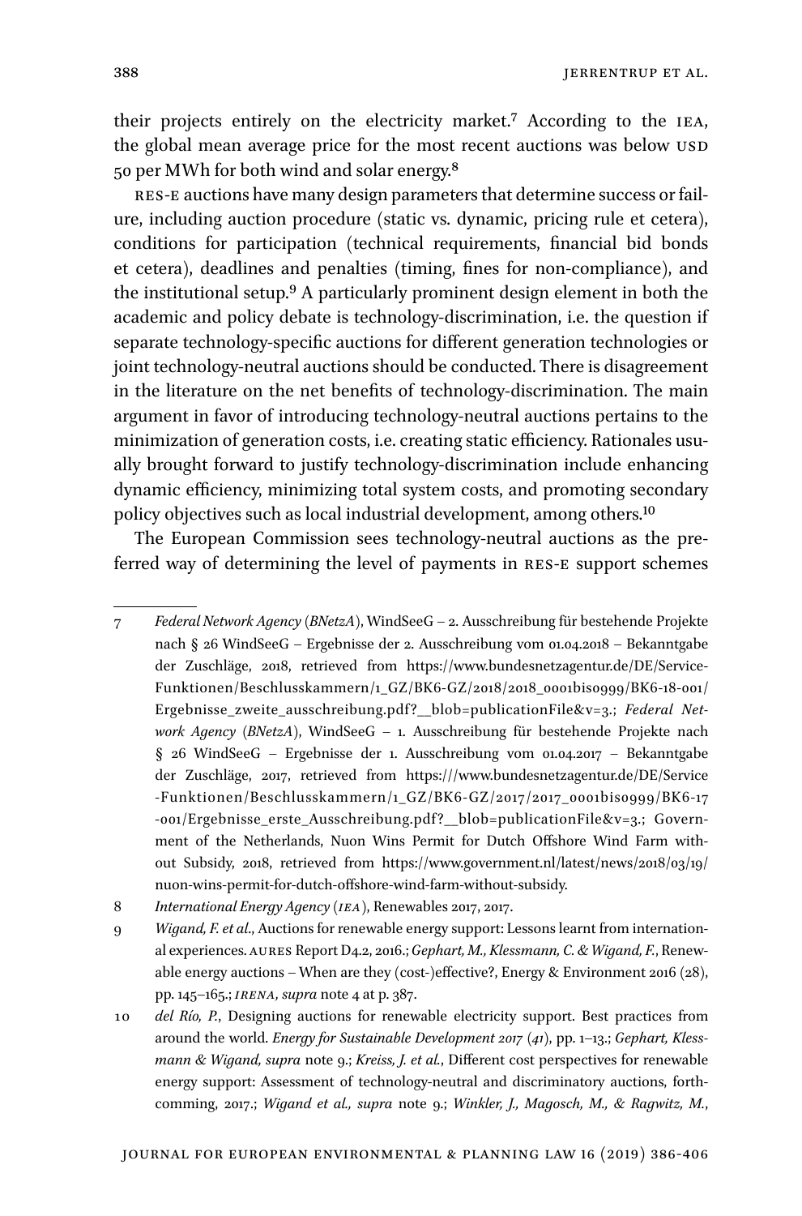their projects entirely on the electricity market.[7] According to the IEA, the global mean average price for the most recent auctions was below USD 50 per MWh for both wind and solar energy.[8]

RES-E auctions have many design parameters that determine success or failure, including auction procedure (static vs. dynamic, pricing rule et cetera), conditions for participation (technical requirements, financial bid bonds et cetera), deadlines and penalties (timing, fines for non-compliance), and the institutional setup.[9] A particularly prominent design element in both the academic and policy debate is technology-discrimination, i.e. the question if separate technology-specific auctions for different generation technologies or joint technology-neutral auctions should be conducted. There is disagreement in the literature on the net benefits of technology-discrimination. The main argument in favor of introducing technology-neutral auctions pertains to the minimization of generation costs, i.e. creating static efficiency. Rationales usually brought forward to justify technology-discrimination include enhancing dynamic efficiency, minimizing total system costs, and promoting secondary policy objectives such as local industrial development, among others.[10]

The European Commission sees technology-neutral auctions as the preferred way of determining the level of payments in RES-E support schemes

---

7 *Federal Network Agency (BNetzA)*, WindSeeG – 2. Ausschreibung für bestehende Projekte nach § 26 WindSeeG – Ergebnisse der 2. Ausschreibung vom 01.04.2018 – Bekanntgabe der Zuschläge, 2018, retrieved from https://www.bundesnetzagentur.de/DE/Service-Funktionen/Beschlusskammern/1_GZ/BK6-GZ/2018/2018_0001bis0999/BK6-18-001/Ergebnisse_zweite_ausschreibung.pdf?__blob=publicationFile&v=3.; *Federal Network Agency (BNetzA)*, WindSeeG – 1. Ausschreibung für bestehende Projekte nach § 26 WindSeeG – Ergebnisse der 1. Ausschreibung vom 01.04.2017 – Bekanntgabe der Zuschläge, 2017, retrieved from https:///www.bundesnetzagentur.de/DE/Service-Funktionen/Beschlusskammern/1_GZ/BK6-GZ/2017/2017_0001bis0999/BK6-17-001/Ergebnisse_erste_Ausschreibung.pdf?__blob=publicationFile&v=3.; Government of the Netherlands, Nuon Wins Permit for Dutch Offshore Wind Farm without Subsidy, 2018, retrieved from https://www.government.nl/latest/news/2018/03/19/nuon-wins-permit-for-dutch-offshore-wind-farm-without-subsidy.

8 *International Energy Agency (IEA)*, Renewables 2017, 2017.

9 *Wigand, F. et al.*, Auctions for renewable energy support: Lessons learnt from international experiences. AURES Report D4.2, 2016.; *Gephart, M., Klessmann, C. & Wigand, F.*, Renewable energy auctions – When are they (cost-)effective?, Energy & Environment 2016 (28), pp. 145–165.; *IRENA, supra* note 4 at p. 387.

10 *del Río, P.*, Designing auctions for renewable electricity support. Best practices from around the world. *Energy for Sustainable Development 2017 (41)*, pp. 1–13.; *Gephart, Klessmann & Wigand, supra* note 9.; *Kreiss, J. et al.*, Different cost perspectives for renewable energy support: Assessment of technology-neutral and discriminatory auctions, forthcomming, 2017.; *Wigand et al., supra* note 9.; *Winkler, J., Magosch, M., & Ragwitz, M.*,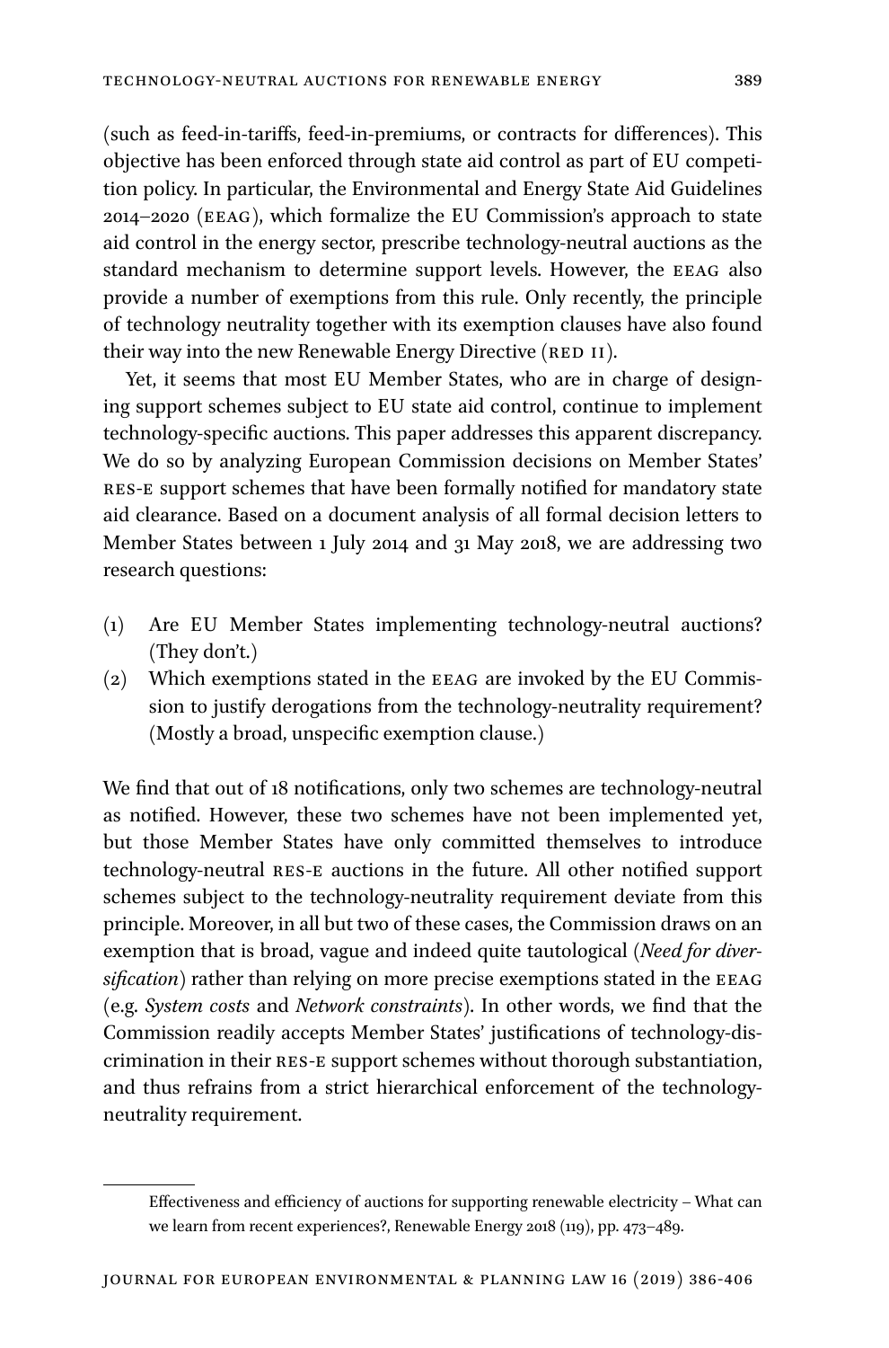(such as feed-in-tariffs, feed-in-premiums, or contracts for differences). This objective has been enforced through state aid control as part of EU competition policy. In particular, the Environmental and Energy State Aid Guidelines 2014–2020 (EEAG), which formalize the EU Commission's approach to state aid control in the energy sector, prescribe technology-neutral auctions as the standard mechanism to determine support levels. However, the EEAG also provide a number of exemptions from this rule. Only recently, the principle of technology neutrality together with its exemption clauses have also found their way into the new Renewable Energy Directive (RED II).

Yet, it seems that most EU Member States, who are in charge of designing support schemes subject to EU state aid control, continue to implement technology-specific auctions. This paper addresses this apparent discrepancy. We do so by analyzing European Commission decisions on Member States' RES-E support schemes that have been formally notified for mandatory state aid clearance. Based on a document analysis of all formal decision letters to Member States between 1 July 2014 and 31 May 2018, we are addressing two research questions:

(1) Are EU Member States implementing technology-neutral auctions? (They don't.)
(2) Which exemptions stated in the EEAG are invoked by the EU Commission to justify derogations from the technology-neutrality requirement? (Mostly a broad, unspecific exemption clause.)

We find that out of 18 notifications, only two schemes are technology-neutral as notified. However, these two schemes have not been implemented yet, but those Member States have only committed themselves to introduce technology-neutral RES-E auctions in the future. All other notified support schemes subject to the technology-neutrality requirement deviate from this principle. Moreover, in all but two of these cases, the Commission draws on an exemption that is broad, vague and indeed quite tautological (*Need for diversification*) rather than relying on more precise exemptions stated in the EEAG (e.g. *System costs* and *Network constraints*). In other words, we find that the Commission readily accepts Member States' justifications of technology-discrimination in their RES-E support schemes without thorough substantiation, and thus refrains from a strict hierarchical enforcement of the technology-neutrality requirement.

---

Effectiveness and efficiency of auctions for supporting renewable electricity – What can we learn from recent experiences?, Renewable Energy 2018 (119), pp. 473–489.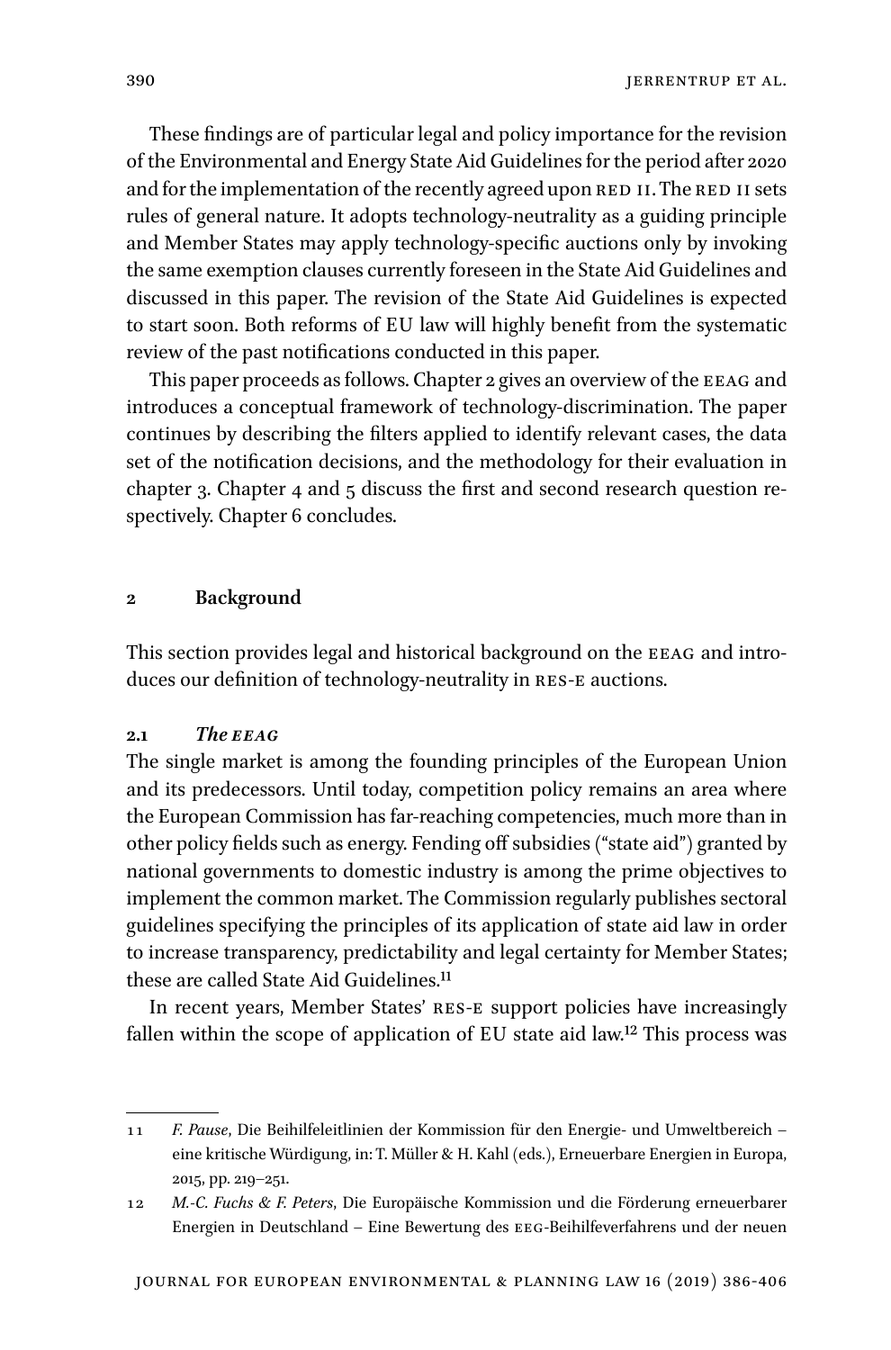These findings are of particular legal and policy importance for the revision of the Environmental and Energy State Aid Guidelines for the period after 2020 and for the implementation of the recently agreed upon RED II. The RED II sets rules of general nature. It adopts technology-neutrality as a guiding principle and Member States may apply technology-specific auctions only by invoking the same exemption clauses currently foreseen in the State Aid Guidelines and discussed in this paper. The revision of the State Aid Guidelines is expected to start soon. Both reforms of EU law will highly benefit from the systematic review of the past notifications conducted in this paper.

This paper proceeds as follows. Chapter 2 gives an overview of the EEAG and introduces a conceptual framework of technology-discrimination. The paper continues by describing the filters applied to identify relevant cases, the data set of the notification decisions, and the methodology for their evaluation in chapter 3. Chapter 4 and 5 discuss the first and second research question respectively. Chapter 6 concludes.

## 2 Background

This section provides legal and historical background on the EEAG and introduces our definition of technology-neutrality in RES-E auctions.

### 2.1 *The EEAG*

The single market is among the founding principles of the European Union and its predecessors. Until today, competition policy remains an area where the European Commission has far-reaching competencies, much more than in other policy fields such as energy. Fending off subsidies ("state aid") granted by national governments to domestic industry is among the prime objectives to implement the common market. The Commission regularly publishes sectoral guidelines specifying the principles of its application of state aid law in order to increase transparency, predictability and legal certainty for Member States; these are called State Aid Guidelines.[11]

In recent years, Member States' RES-E support policies have increasingly fallen within the scope of application of EU state aid law.[12] This process was

---

11 *F. Pause*, Die Beihilfeleitlinien der Kommission für den Energie- und Umweltbereich – eine kritische Würdigung, in: T. Müller & H. Kahl (eds.), Erneuerbare Energien in Europa, 2015, pp. 219–251.

12 *M.-C. Fuchs & F. Peters*, Die Europäische Kommission und die Förderung erneuerbarer Energien in Deutschland – Eine Bewertung des EEG-Beihilfeverfahrens und der neuen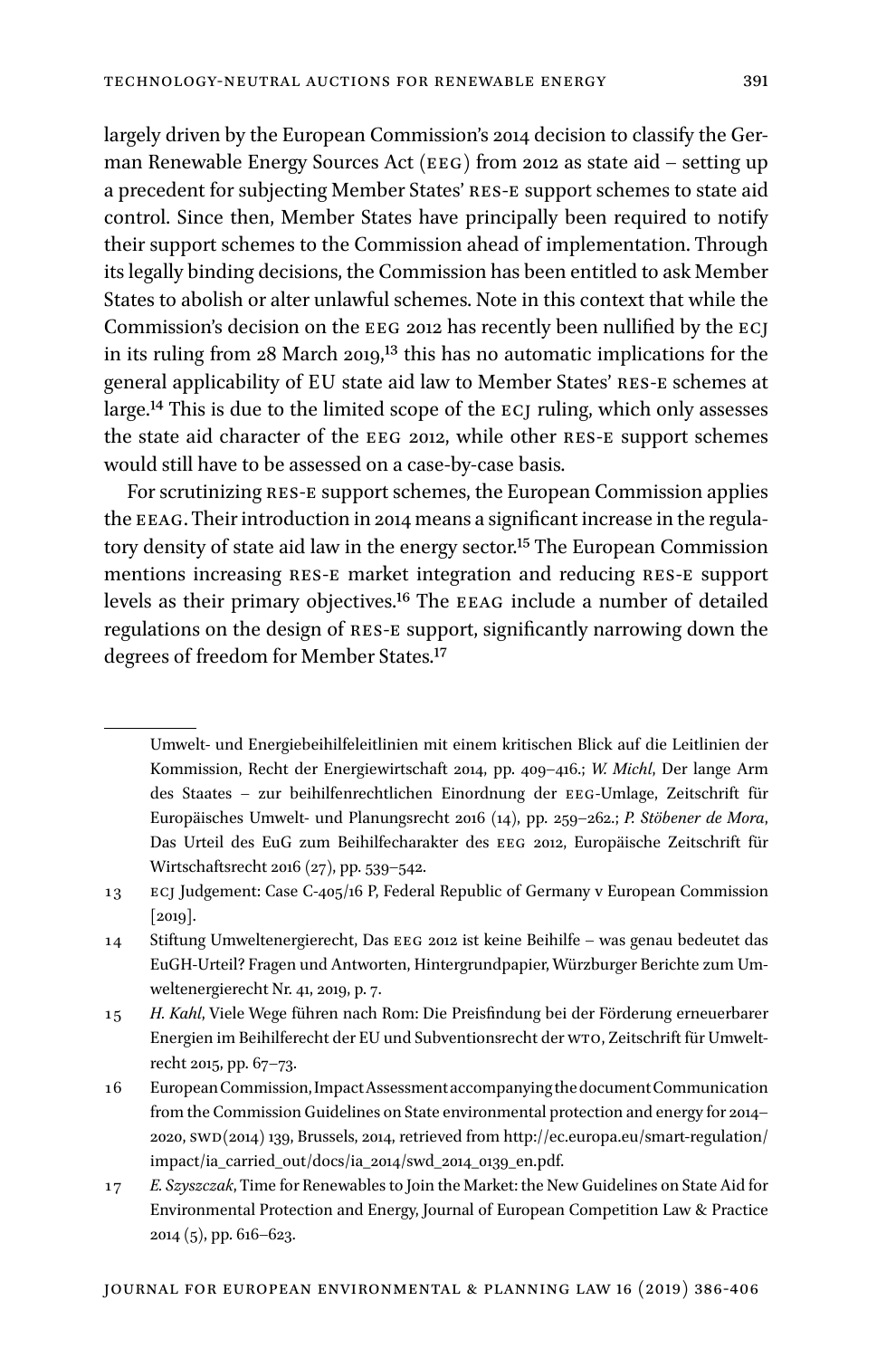largely driven by the European Commission's 2014 decision to classify the German Renewable Energy Sources Act (EEG) from 2012 as state aid – setting up a precedent for subjecting Member States' RES-E support schemes to state aid control. Since then, Member States have principally been required to notify their support schemes to the Commission ahead of implementation. Through its legally binding decisions, the Commission has been entitled to ask Member States to abolish or alter unlawful schemes. Note in this context that while the Commission's decision on the EEG 2012 has recently been nullified by the ECJ in its ruling from 28 March 2019,[13] this has no automatic implications for the general applicability of EU state aid law to Member States' RES-E schemes at large.[14] This is due to the limited scope of the ECJ ruling, which only assesses the state aid character of the EEG 2012, while other RES-E support schemes would still have to be assessed on a case-by-case basis.

For scrutinizing RES-E support schemes, the European Commission applies the EEAG. Their introduction in 2014 means a significant increase in the regulatory density of state aid law in the energy sector.[15] The European Commission mentions increasing RES-E market integration and reducing RES-E support levels as their primary objectives.[16] The EEAG include a number of detailed regulations on the design of RES-E support, significantly narrowing down the degrees of freedom for Member States.[17]

---

Umwelt- und Energiebeihilfeleitlinien mit einem kritischen Blick auf die Leitlinien der Kommission, Recht der Energiewirtschaft 2014, pp. 409–416.; *W. Michl*, Der lange Arm des Staates – zur beihilfenrechtlichen Einordnung der EEG-Umlage, Zeitschrift für Europäisches Umwelt- und Planungsrecht 2016 (14), pp. 259–262.; *P. Stöbener de Mora*, Das Urteil des EuG zum Beihilfecharakter des EEG 2012, Europäische Zeitschrift für Wirtschaftsrecht 2016 (27), pp. 539–542.

13 ECJ Judgement: Case C-405/16 P, Federal Republic of Germany v European Commission [2019].

14 Stiftung Umweltenergierecht, Das EEG 2012 ist keine Beihilfe – was genau bedeutet das EuGH-Urteil? Fragen und Antworten, Hintergrundpapier, Würzburger Berichte zum Umweltenergierecht Nr. 41, 2019, p. 7.

15 *H. Kahl*, Viele Wege führen nach Rom: Die Preisfindung bei der Förderung erneuerbarer Energien im Beihilferecht der EU und Subventionsrecht der WTO, Zeitschrift für Umweltrecht 2015, pp. 67–73.

16 European Commission, Impact Assessment accompanying the document Communication from the Commission Guidelines on State environmental protection and energy for 2014–2020, SWD(2014) 139, Brussels, 2014, retrieved from http://ec.europa.eu/smart-regulation/impact/ia_carried_out/docs/ia_2014/swd_2014_0139_en.pdf.

17 *E. Szyszczak*, Time for Renewables to Join the Market: the New Guidelines on State Aid for Environmental Protection and Energy, Journal of European Competition Law & Practice 2014 (5), pp. 616–623.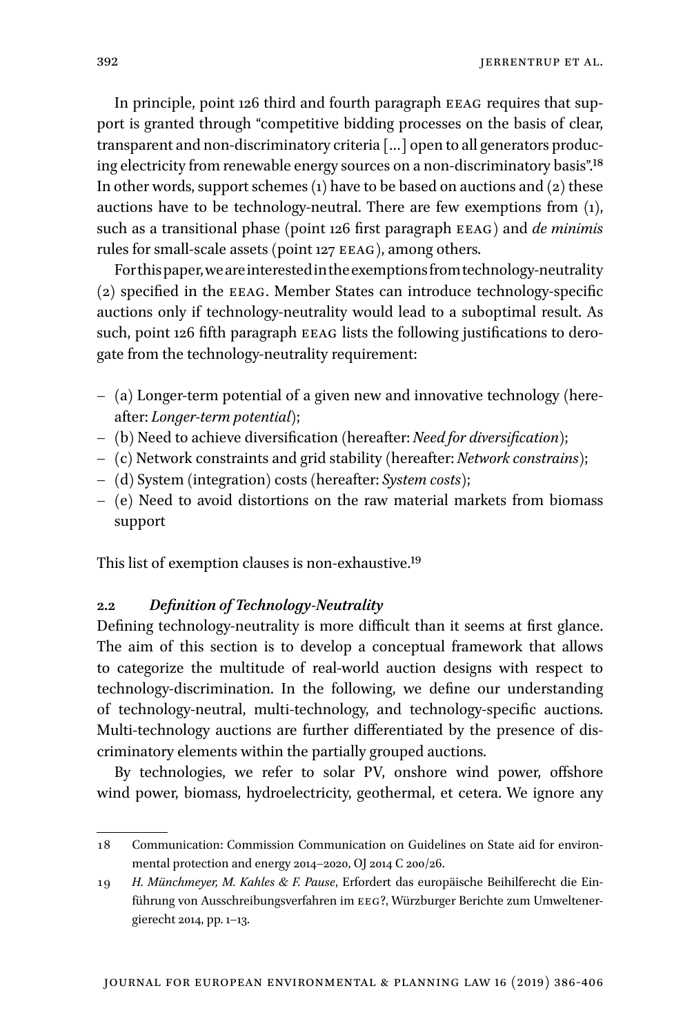In principle, point 126 third and fourth paragraph EEAG requires that support is granted through "competitive bidding processes on the basis of clear, transparent and non-discriminatory criteria [...] open to all generators producing electricity from renewable energy sources on a non-discriminatory basis".[18] In other words, support schemes (1) have to be based on auctions and (2) these auctions have to be technology-neutral. There are few exemptions from (1), such as a transitional phase (point 126 first paragraph EEAG) and *de minimis* rules for small-scale assets (point 127 EEAG), among others.

For this paper, we are interested in the exemptions from technology-neutrality (2) specified in the EEAG. Member States can introduce technology-specific auctions only if technology-neutrality would lead to a suboptimal result. As such, point 126 fifth paragraph EEAG lists the following justifications to derogate from the technology-neutrality requirement:

- (a) Longer-term potential of a given new and innovative technology (hereafter: *Longer-term potential*);
- (b) Need to achieve diversification (hereafter: *Need for diversification*);
- (c) Network constraints and grid stability (hereafter: *Network constrains*);
- (d) System (integration) costs (hereafter: *System costs*);
- (e) Need to avoid distortions on the raw material markets from biomass support

This list of exemption clauses is non-exhaustive.[19]

### 2.2 *Definition of Technology-Neutrality*

Defining technology-neutrality is more difficult than it seems at first glance. The aim of this section is to develop a conceptual framework that allows to categorize the multitude of real-world auction designs with respect to technology-discrimination. In the following, we define our understanding of technology-neutral, multi-technology, and technology-specific auctions. Multi-technology auctions are further differentiated by the presence of discriminatory elements within the partially grouped auctions.

By technologies, we refer to solar PV, onshore wind power, offshore wind power, biomass, hydroelectricity, geothermal, et cetera. We ignore any

---

18 Communication: Commission Communication on Guidelines on State aid for environmental protection and energy 2014–2020, OJ 2014 C 200/26.

19 *H. Münchmeyer, M. Kahles & F. Pause*, Erfordert das europäische Beihilferecht die Einführung von Ausschreibungsverfahren im EEG?, Würzburger Berichte zum Umweltenergierecht 2014, pp. 1–13.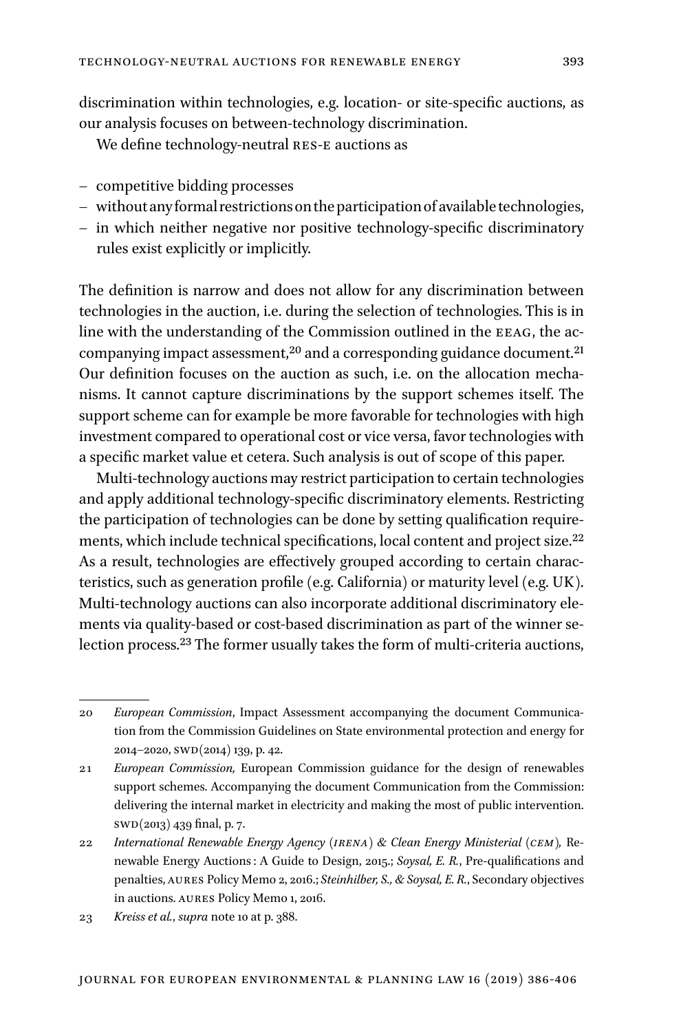discrimination within technologies, e.g. location- or site-specific auctions, as our analysis focuses on between-technology discrimination.

We define technology-neutral RES-E auctions as

- competitive bidding processes
- without any formal restrictions on the participation of available technologies,
- in which neither negative nor positive technology-specific discriminatory rules exist explicitly or implicitly.

The definition is narrow and does not allow for any discrimination between technologies in the auction, i.e. during the selection of technologies. This is in line with the understanding of the Commission outlined in the EEAG, the accompanying impact assessment,[20] and a corresponding guidance document.[21] Our definition focuses on the auction as such, i.e. on the allocation mechanisms. It cannot capture discriminations by the support schemes itself. The support scheme can for example be more favorable for technologies with high investment compared to operational cost or vice versa, favor technologies with a specific market value et cetera. Such analysis is out of scope of this paper.

Multi-technology auctions may restrict participation to certain technologies and apply additional technology-specific discriminatory elements. Restricting the participation of technologies can be done by setting qualification requirements, which include technical specifications, local content and project size.[22] As a result, technologies are effectively grouped according to certain characteristics, such as generation profile (e.g. California) or maturity level (e.g. UK). Multi-technology auctions can also incorporate additional discriminatory elements via quality-based or cost-based discrimination as part of the winner selection process.[23] The former usually takes the form of multi-criteria auctions,

---

20 *European Commission*, Impact Assessment accompanying the document Communication from the Commission Guidelines on State environmental protection and energy for 2014–2020, SWD(2014) 139, p. 42.

21 *European Commission,* European Commission guidance for the design of renewables support schemes. Accompanying the document Communication from the Commission: delivering the internal market in electricity and making the most of public intervention. SWD(2013) 439 final, p. 7.

22 *International Renewable Energy Agency (IRENA) & Clean Energy Ministerial (CEM),* Renewable Energy Auctions : A Guide to Design, 2015.; *Soysal, E. R.*, Pre-qualifications and penalties, AURES Policy Memo 2, 2016.; *Steinhilber, S., & Soysal, E. R.*, Secondary objectives in auctions. AURES Policy Memo 1, 2016.

23 *Kreiss et al.*, *supra* note 10 at p. 388.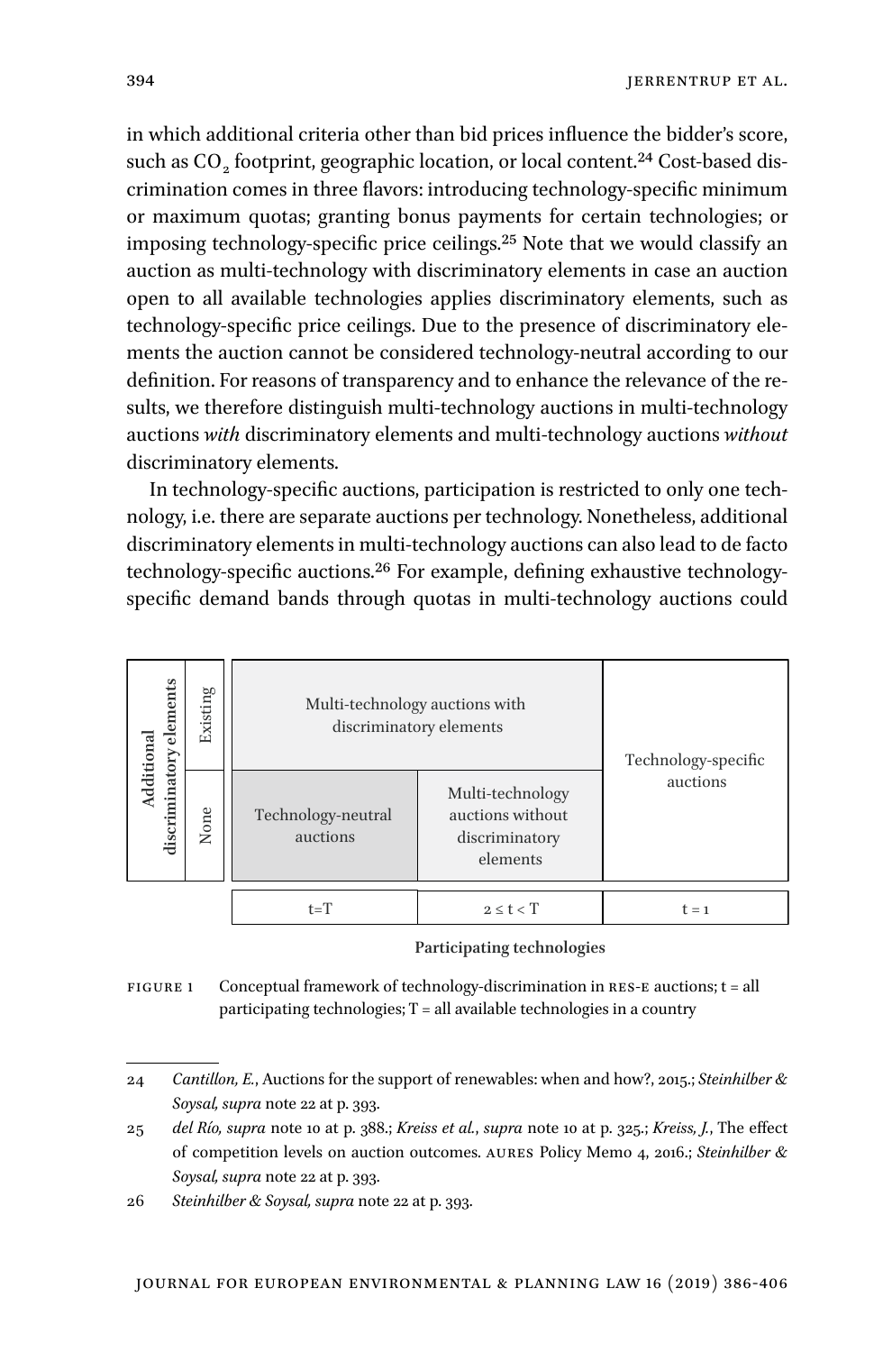in which additional criteria other than bid prices influence the bidder's score, such as $CO_2$ footprint, geographic location, or local content.[24] Cost-based discrimination comes in three flavors: introducing technology-specific minimum or maximum quotas; granting bonus payments for certain technologies; or imposing technology-specific price ceilings.[25] Note that we would classify an auction as multi-technology with discriminatory elements in case an auction open to all available technologies applies discriminatory elements, such as technology-specific price ceilings. Due to the presence of discriminatory elements the auction cannot be considered technology-neutral according to our definition. For reasons of transparency and to enhance the relevance of the results, we therefore distinguish multi-technology auctions in multi-technology auctions *with* discriminatory elements and multi-technology auctions *without* discriminatory elements.

In technology-specific auctions, participation is restricted to only one technology, i.e. there are separate auctions per technology. Nonetheless, additional discriminatory elements in multi-technology auctions can also lead to de facto technology-specific auctions.[26] For example, defining exhaustive technology-specific demand bands through quotas in multi-technology auctions could

| **Additional discriminatory elements** | | | | |
|---|---|---|---|---|
| Existing | Multi-technology auctions with discriminatory elements | | Technology-specific auctions |
| None | Technology-neutral auctions | Multi-technology auctions without discriminatory elements | |
| | $t=T$ | $2 \leq t < T$ | $t = 1$ |
| | **Participating technologies** | | |

FIGURE 1 Conceptual framework of technology-discrimination in RES-E auctions; t = all participating technologies; T = all available technologies in a country

---

24 *Cantillon, E.*, Auctions for the support of renewables: when and how?, 2015.; *Steinhilber & Soysal, supra* note 22 at p. 393.

25 *del Río, supra* note 10 at p. 388.; *Kreiss et al., supra* note 10 at p. 325.; *Kreiss, J.*, The effect of competition levels on auction outcomes. AURES Policy Memo 4, 2016.; *Steinhilber & Soysal, supra* note 22 at p. 393.

26 *Steinhilber & Soysal, supra* note 22 at p. 393.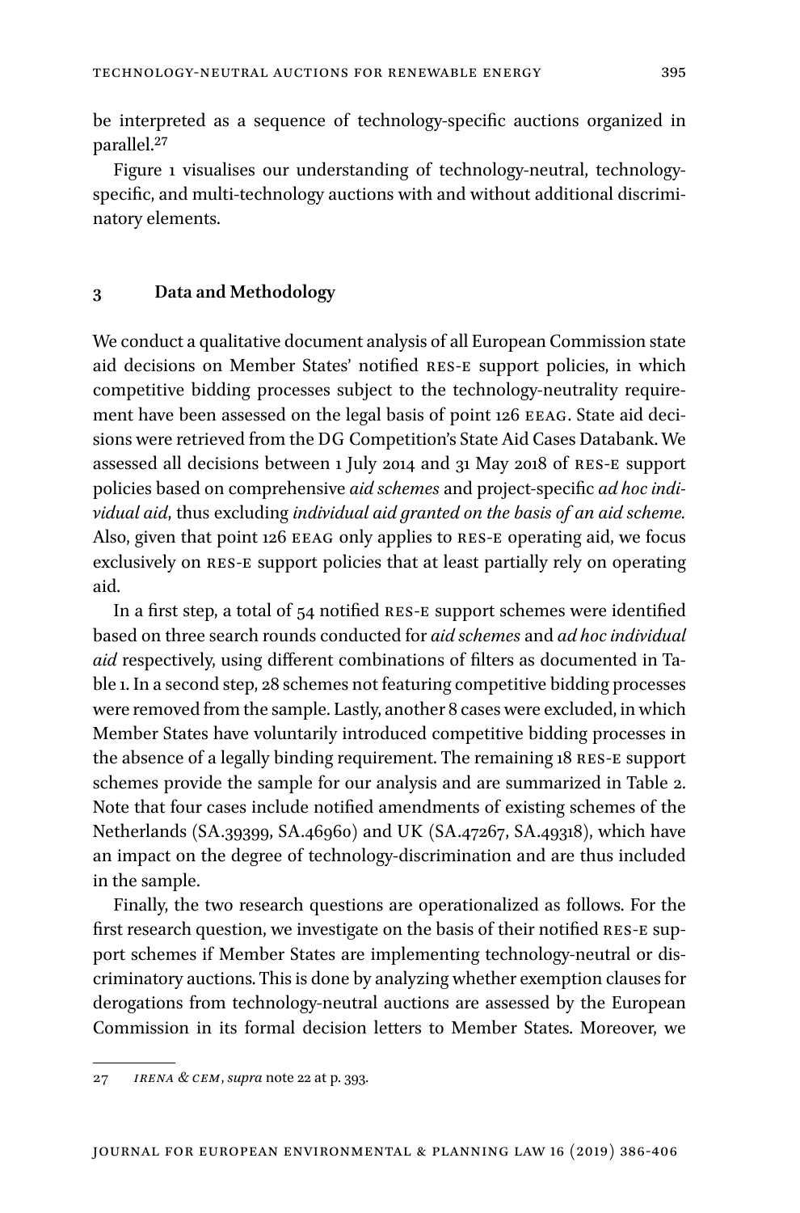be interpreted as a sequence of technology-specific auctions organized in parallel.[27]

Figure 1 visualises our understanding of technology-neutral, technology-specific, and multi-technology auctions with and without additional discriminatory elements.

## 3 Data and Methodology

We conduct a qualitative document analysis of all European Commission state aid decisions on Member States' notified RES-E support policies, in which competitive bidding processes subject to the technology-neutrality requirement have been assessed on the legal basis of point 126 EEAG. State aid decisions were retrieved from the DG Competition's State Aid Cases Databank. We assessed all decisions between 1 July 2014 and 31 May 2018 of RES-E support policies based on comprehensive *aid schemes* and project-specific *ad hoc individual aid*, thus excluding *individual aid granted on the basis of an aid scheme.* Also, given that point 126 EEAG only applies to RES-E operating aid, we focus exclusively on RES-E support policies that at least partially rely on operating aid.

In a first step, a total of 54 notified RES-E support schemes were identified based on three search rounds conducted for *aid schemes* and *ad hoc individual aid* respectively, using different combinations of filters as documented in Table 1. In a second step, 28 schemes not featuring competitive bidding processes were removed from the sample. Lastly, another 8 cases were excluded, in which Member States have voluntarily introduced competitive bidding processes in the absence of a legally binding requirement. The remaining 18 RES-E support schemes provide the sample for our analysis and are summarized in Table 2. Note that four cases include notified amendments of existing schemes of the Netherlands (SA.39399, SA.46960) and UK (SA.47267, SA.49318), which have an impact on the degree of technology-discrimination and are thus included in the sample.

Finally, the two research questions are operationalized as follows. For the first research question, we investigate on the basis of their notified RES-E support schemes if Member States are implementing technology-neutral or discriminatory auctions. This is done by analyzing whether exemption clauses for derogations from technology-neutral auctions are assessed by the European Commission in its formal decision letters to Member States. Moreover, we

---

27 *IRENA & CEM*, *supra* note 22 at p. 393.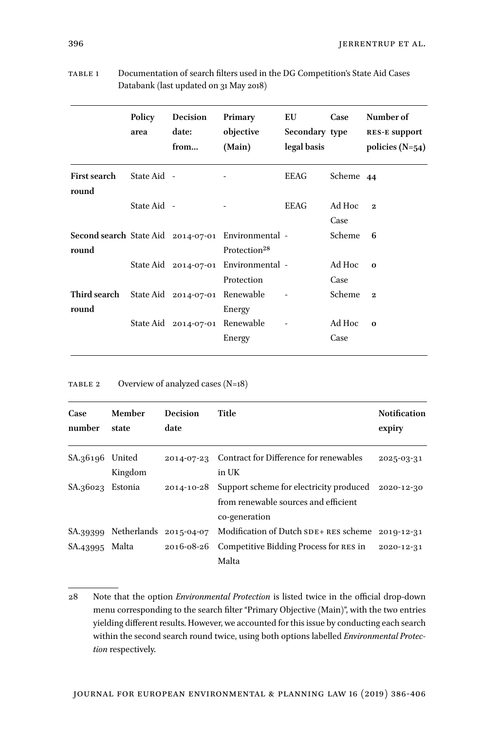Table 1 Documentation of search filters used in the DG Competition's State Aid Cases Databank (last updated on 31 May 2018)

| | Policy area | Decision date: from… | Primary objective (Main) | EU Secondary legal basis | Case type | Number of RES-E support policies (N=54) |
|---|---|---|---|---|---|---|
| **First search round** | State Aid | - | - | EEAG | Scheme | **44** |
| | State Aid | - | - | EEAG | Ad Hoc Case | **2** |
| **Second search round** | State Aid | 2014-07-01 | Environmental Protection[28] | - | Scheme | **6** |
| | State Aid | 2014-07-01 | Environmental Protection | - | Ad Hoc Case | **0** |
| **Third search round** | State Aid | 2014-07-01 | Renewable Energy | - | Scheme | **2** |
| | State Aid | 2014-07-01 | Renewable Energy | - | Ad Hoc Case | **0** |

Table 2 Overview of analyzed cases (N=18)

| Case number | Member state | Decision date | Title | Notification expiry |
|---|---|---|---|---|
| SA.36196 | United Kingdom | 2014-07-23 | Contract for Difference for renewables in UK | 2025-03-31 |
| SA.36023 | Estonia | 2014-10-28 | Support scheme for electricity produced from renewable sources and efficient co-generation | 2020-12-30 |
| SA.39399 | Netherlands | 2015-04-07 | Modification of Dutch SDE+ RES scheme | 2019-12-31 |
| SA.43995 | Malta | 2016-08-26 | Competitive Bidding Process for RES in Malta | 2020-12-31 |

28 Note that the option *Environmental Protection* is listed twice in the official drop-down menu corresponding to the search filter "Primary Objective (Main)", with the two entries yielding different results. However, we accounted for this issue by conducting each search within the second search round twice, using both options labelled *Environmental Protection* respectively.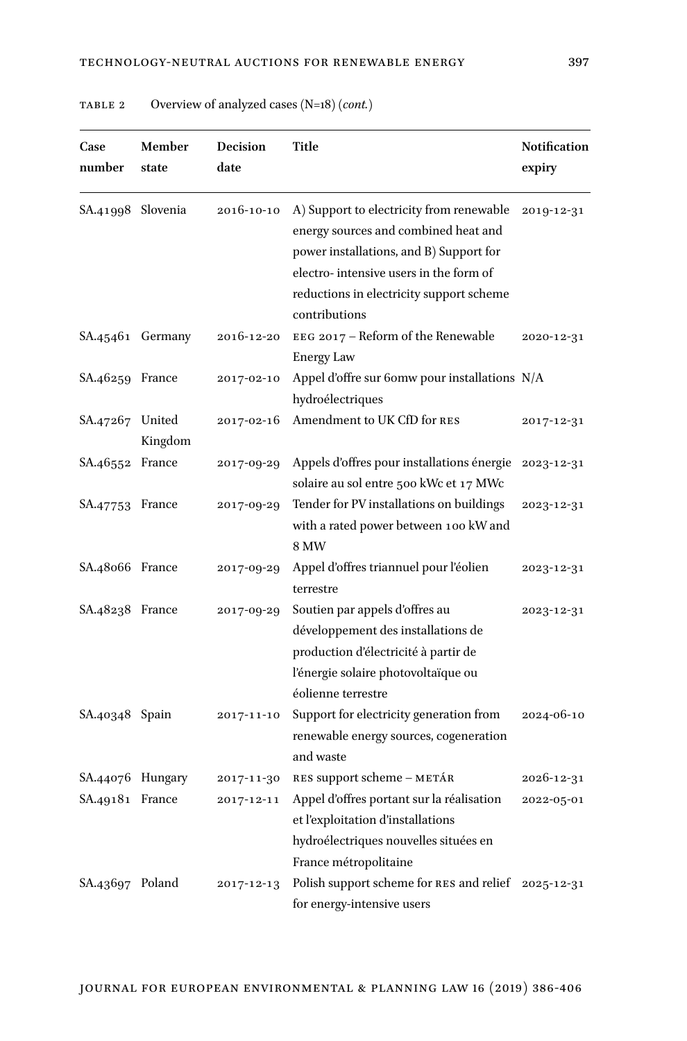Table 2 Overview of analyzed cases (N=18) (*cont.*)

| Case number | Member state | Decision date | Title | Notification expiry |
|---|---|---|---|---|
| SA.41998 | Slovenia | 2016-10-10 | A) Support to electricity from renewable energy sources and combined heat and power installations, and B) Support for electro- intensive users in the form of reductions in electricity support scheme contributions | 2019-12-31 |
| SA.45461 | Germany | 2016-12-20 | EEG 2017 – Reform of the Renewable Energy Law | 2020-12-31 |
| SA.46259 | France | 2017-02-10 | Appel d'offre sur 60mw pour installations hydroélectriques | N/A |
| SA.47267 | United Kingdom | 2017-02-16 | Amendment to UK CfD for RES | 2017-12-31 |
| SA.46552 | France | 2017-09-29 | Appels d'offres pour installations énergie solaire au sol entre 500 kWc et 17 MWc | 2023-12-31 |
| SA.47753 | France | 2017-09-29 | Tender for PV installations on buildings with a rated power between 100 kW and 8 MW | 2023-12-31 |
| SA.48066 | France | 2017-09-29 | Appel d'offres triannuel pour l'éolien terrestre | 2023-12-31 |
| SA.48238 | France | 2017-09-29 | Soutien par appels d'offres au développement des installations de production d'électricité à partir de l'énergie solaire photovoltaïque ou éolienne terrestre | 2023-12-31 |
| SA.40348 | Spain | 2017-11-10 | Support for electricity generation from renewable energy sources, cogeneration and waste | 2024-06-10 |
| SA.44076 | Hungary | 2017-11-30 | RES support scheme – METÁR | 2026-12-31 |
| SA.49181 | France | 2017-12-11 | Appel d'offres portant sur la réalisation et l'exploitation d'installations hydroélectriques nouvelles situées en France métropolitaine | 2022-05-01 |
| SA.43697 | Poland | 2017-12-13 | Polish support scheme for RES and relief for energy-intensive users | 2025-12-31 |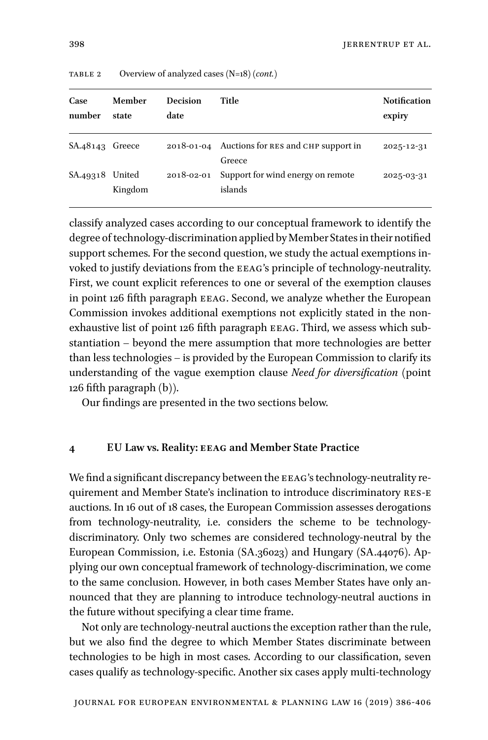TABLE 2 Overview of analyzed cases (N=18) (*cont.*)

| Case number | Member state | Decision date | Title | Notification expiry |
|---|---|---|---|---|
| SA.48143 | Greece | 2018-01-04 | Auctions for RES and CHP support in Greece | 2025-12-31 |
| SA.49318 | United Kingdom | 2018-02-01 | Support for wind energy on remote islands | 2025-03-31 |

classify analyzed cases according to our conceptual framework to identify the degree of technology-discrimination applied by Member States in their notified support schemes. For the second question, we study the actual exemptions invoked to justify deviations from the EEAG's principle of technology-neutrality. First, we count explicit references to one or several of the exemption clauses in point 126 fifth paragraph EEAG. Second, we analyze whether the European Commission invokes additional exemptions not explicitly stated in the non-exhaustive list of point 126 fifth paragraph EEAG. Third, we assess which substantiation – beyond the mere assumption that more technologies are better than less technologies – is provided by the European Commission to clarify its understanding of the vague exemption clause *Need for diversification* (point 126 fifth paragraph (b)).

Our findings are presented in the two sections below.

## 4 EU Law vs. Reality: EEAG and Member State Practice

We find a significant discrepancy between the EEAG's technology-neutrality requirement and Member State's inclination to introduce discriminatory RES-E auctions. In 16 out of 18 cases, the European Commission assesses derogations from technology-neutrality, i.e. considers the scheme to be technology-discriminatory. Only two schemes are considered technology-neutral by the European Commission, i.e. Estonia (SA.36023) and Hungary (SA.44076). Applying our own conceptual framework of technology-discrimination, we come to the same conclusion. However, in both cases Member States have only announced that they are planning to introduce technology-neutral auctions in the future without specifying a clear time frame.

Not only are technology-neutral auctions the exception rather than the rule, but we also find the degree to which Member States discriminate between technologies to be high in most cases. According to our classification, seven cases qualify as technology-specific. Another six cases apply multi-technology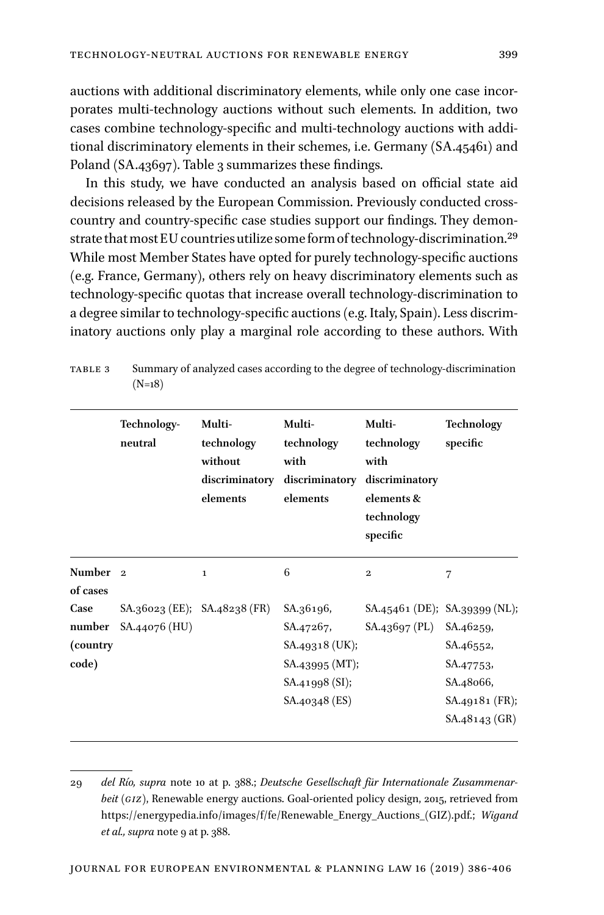auctions with additional discriminatory elements, while only one case incorporates multi-technology auctions without such elements. In addition, two cases combine technology-specific and multi-technology auctions with additional discriminatory elements in their schemes, i.e. Germany (SA.45461) and Poland (SA.43697). Table 3 summarizes these findings.

In this study, we have conducted an analysis based on official state aid decisions released by the European Commission. Previously conducted cross-country and country-specific case studies support our findings. They demonstrate that most EU countries utilize some form of technology-discrimination.[29] While most Member States have opted for purely technology-specific auctions (e.g. France, Germany), others rely on heavy discriminatory elements such as technology-specific quotas that increase overall technology-discrimination to a degree similar to technology-specific auctions (e.g. Italy, Spain). Less discriminatory auctions only play a marginal role according to these authors. With

TABLE 3 Summary of analyzed cases according to the degree of technology-discrimination (N=18)

| | **Technology-neutral** | **Multi-technology without discriminatory elements** | **Multi-technology with discriminatory elements** | **Multi-technology with discriminatory elements & technology specific** | **Technology specific** |
|---|---|---|---|---|---|
| **Number of cases** | 2 | 1 | 6 | 2 | 7 |
| **Case number (country code)** | SA.36023 (EE); SA.44076 (HU) | SA.48238 (FR) | SA.36196, SA.47267, SA.49318 (UK); SA.43995 (MT); SA.41998 (SI); SA.40348 (ES) | SA.45461 (DE); SA.43697 (PL) | SA.39399 (NL); SA.46259, SA.46552, SA.47753, SA.48066, SA.49181 (FR); SA.48143 (GR) |

---

29 *del Río, supra* note 10 at p. 388.; *Deutsche Gesellschaft für Internationale Zusammenarbeit* (*GIZ*), Renewable energy auctions. Goal-oriented policy design, 2015, retrieved from https://energypedia.info/images/f/fe/Renewable_Energy_Auctions_(GIZ).pdf.; *Wigand et al., supra* note 9 at p. 388.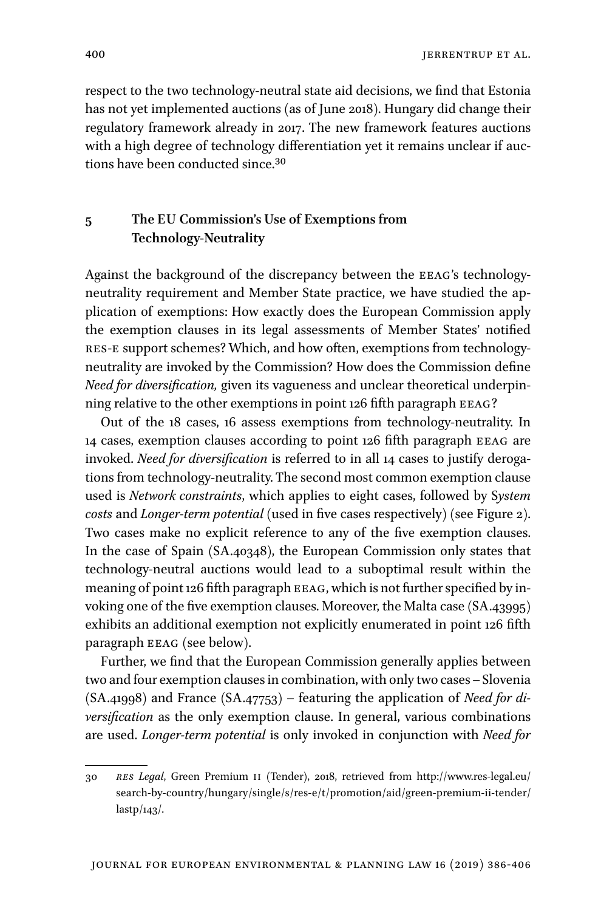respect to the two technology-neutral state aid decisions, we find that Estonia has not yet implemented auctions (as of June 2018). Hungary did change their regulatory framework already in 2017. The new framework features auctions with a high degree of technology differentiation yet it remains unclear if auctions have been conducted since.[30]

## 5 The EU Commission's Use of Exemptions from Technology-Neutrality

Against the background of the discrepancy between the EEAG's technology-neutrality requirement and Member State practice, we have studied the application of exemptions: How exactly does the European Commission apply the exemption clauses in its legal assessments of Member States' notified RES-E support schemes? Which, and how often, exemptions from technology-neutrality are invoked by the Commission? How does the Commission define *Need for diversification,* given its vagueness and unclear theoretical underpinning relative to the other exemptions in point 126 fifth paragraph EEAG?

Out of the 18 cases, 16 assess exemptions from technology-neutrality. In 14 cases, exemption clauses according to point 126 fifth paragraph EEAG are invoked. *Need for diversification* is referred to in all 14 cases to justify derogations from technology-neutrality. The second most common exemption clause used is *Network constraints*, which applies to eight cases, followed by *System costs* and *Longer-term potential* (used in five cases respectively) (see Figure 2). Two cases make no explicit reference to any of the five exemption clauses. In the case of Spain (SA.40348), the European Commission only states that technology-neutral auctions would lead to a suboptimal result within the meaning of point 126 fifth paragraph EEAG, which is not further specified by invoking one of the five exemption clauses. Moreover, the Malta case (SA.43995) exhibits an additional exemption not explicitly enumerated in point 126 fifth paragraph EEAG (see below).

Further, we find that the European Commission generally applies between two and four exemption clauses in combination, with only two cases – Slovenia (SA.41998) and France (SA.47753) – featuring the application of *Need for diversification* as the only exemption clause. In general, various combinations are used. *Longer-term potential* is only invoked in conjunction with *Need for*

---

30 *RES Legal*, Green Premium II (Tender), 2018, retrieved from http://www.res-legal.eu/search-by-country/hungary/single/s/res-e/t/promotion/aid/green-premium-ii-tender/lastp/143/.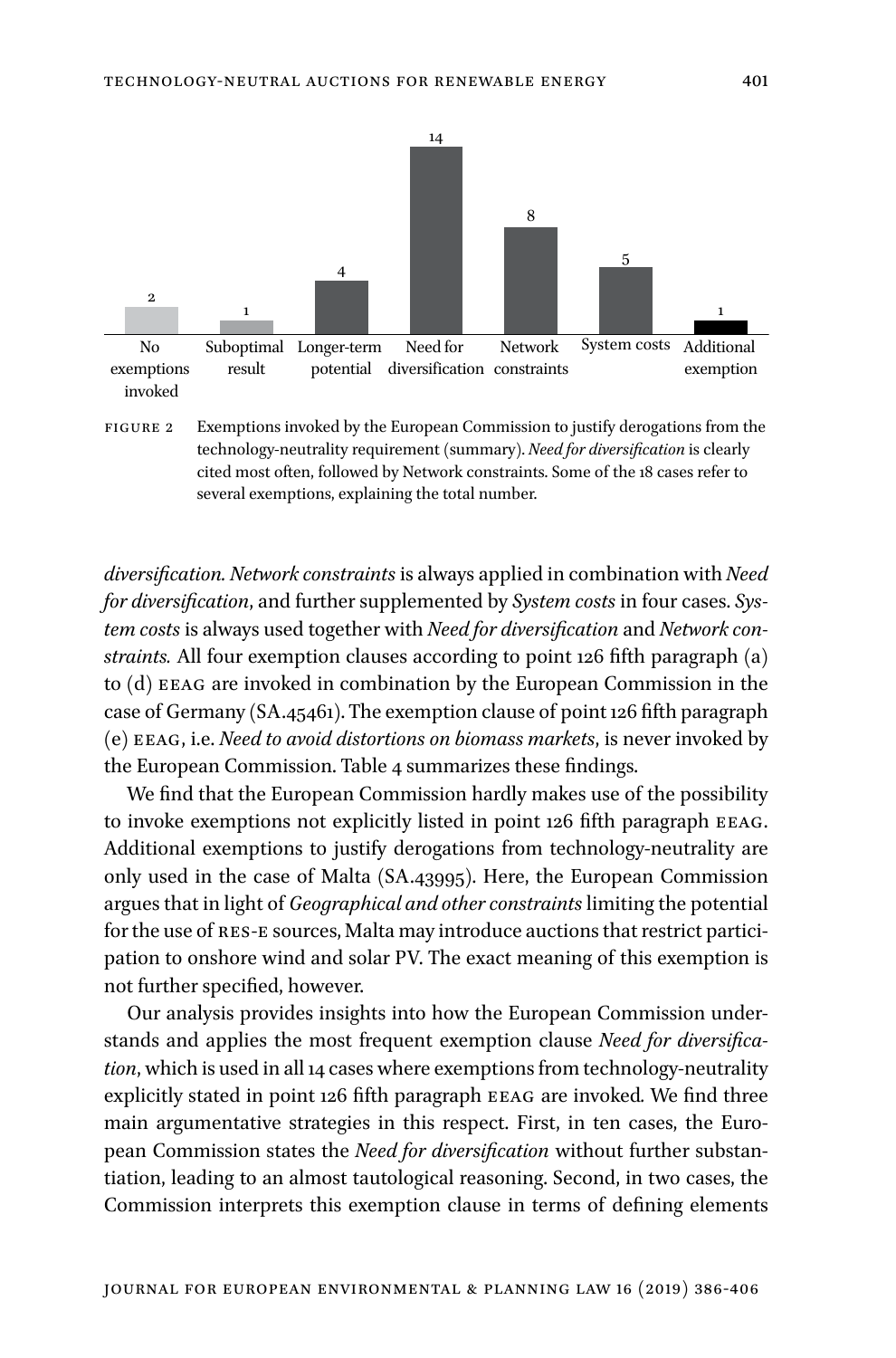FIGURE 2 Exemptions invoked by the European Commission to justify derogations from the technology-neutrality requirement (summary). *Need for diversification* is clearly cited most often, followed by Network constraints. Some of the 18 cases refer to several exemptions, explaining the total number.

*diversification*. *Network constraints* is always applied in combination with *Need for diversification*, and further supplemented by *System costs* in four cases. *System costs* is always used together with *Need for diversification* and *Network constraints*. All four exemption clauses according to point 126 fifth paragraph (a) to (d) EEAG are invoked in combination by the European Commission in the case of Germany (SA.45461). The exemption clause of point 126 fifth paragraph (e) EEAG, i.e. *Need to avoid distortions on biomass markets*, is never invoked by the European Commission. Table 4 summarizes these findings.

We find that the European Commission hardly makes use of the possibility to invoke exemptions not explicitly listed in point 126 fifth paragraph EEAG. Additional exemptions to justify derogations from technology-neutrality are only used in the case of Malta (SA.43995). Here, the European Commission argues that in light of *Geographical and other constraints* limiting the potential for the use of RES-E sources, Malta may introduce auctions that restrict participation to onshore wind and solar PV. The exact meaning of this exemption is not further specified, however.

Our analysis provides insights into how the European Commission understands and applies the most frequent exemption clause *Need for diversification*, which is used in all 14 cases where exemptions from technology-neutrality explicitly stated in point 126 fifth paragraph EEAG are invoked. We find three main argumentative strategies in this respect. First, in ten cases, the European Commission states the *Need for diversification* without further substantiation, leading to an almost tautological reasoning. Second, in two cases, the Commission interprets this exemption clause in terms of defining elements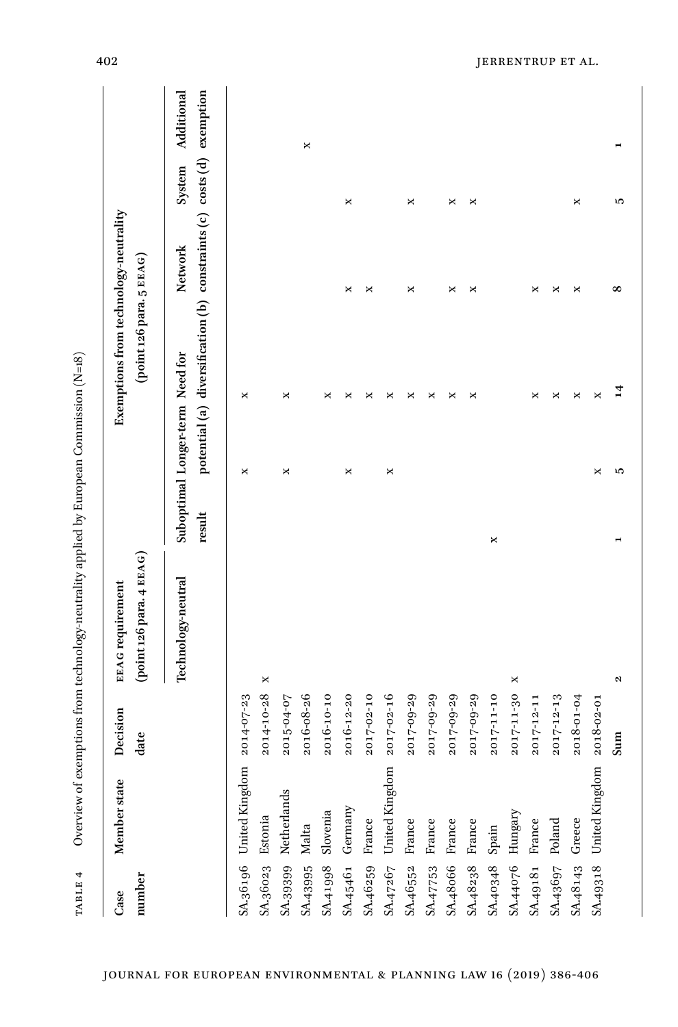TABLE 4 Overview of exemptions from technology-neutrality applied by European Commission (N=18)

| Case number | Member state | Decision date | EEAG requirement (point 126 para. 4 EEAG) | Exemptions from technology-neutrality (point 126 para. 5 EEAG) | | | | | |
|---|---|---|---|---|---|---|---|---|---|
| | | | Technology-neutral | Suboptimal result | Longer-term potential (a) | Need for diversification (b) | Network constraints (c) | System costs (d) | Additional exemption |
| SA.36196 | United Kingdom | 2014-07-23 | | | × | × | | | |
| SA.36023 | Estonia | 2014-10-28 | × | | | | | | |
| SA.39399 | Netherlands | 2015-04-07 | | | × | × | | | |
| SA.43995 | Malta | 2016-08-26 | | | | | | | × |
| SA.41998 | Slovenia | 2016-10-10 | | | | × | | | |
| SA.45461 | Germany | 2016-12-20 | | | × | × | × | × | |
| SA.46259 | France | 2017-02-10 | | | | × | × | | |
| SA.47267 | United Kingdom | 2017-02-16 | | | × | × | | | |
| SA.46552 | France | 2017-09-29 | | | | × | × | × | |
| SA.47753 | France | 2017-09-29 | | | | × | | | |
| SA.48066 | France | 2017-09-29 | | | | × | × | × | |
| SA.48238 | France | 2017-09-29 | | | | × | × | × | |
| SA.40348 | Spain | 2017-11-10 | | × | | | | | |
| SA.44076 | Hungary | 2017-11-30 | × | | | | | | |
| SA.49181 | France | 2017-12-11 | | | | × | × | | |
| SA.43697 | Poland | 2017-12-13 | | | | × | × | | |
| SA.48143 | Greece | 2018-01-04 | | | | × | × | × | |
| SA.49318 | United Kingdom | 2018-02-01 | | | × | × | | | |
| | | **Sum** | **2** | **1** | **5** | **14** | **8** | **5** | **1** |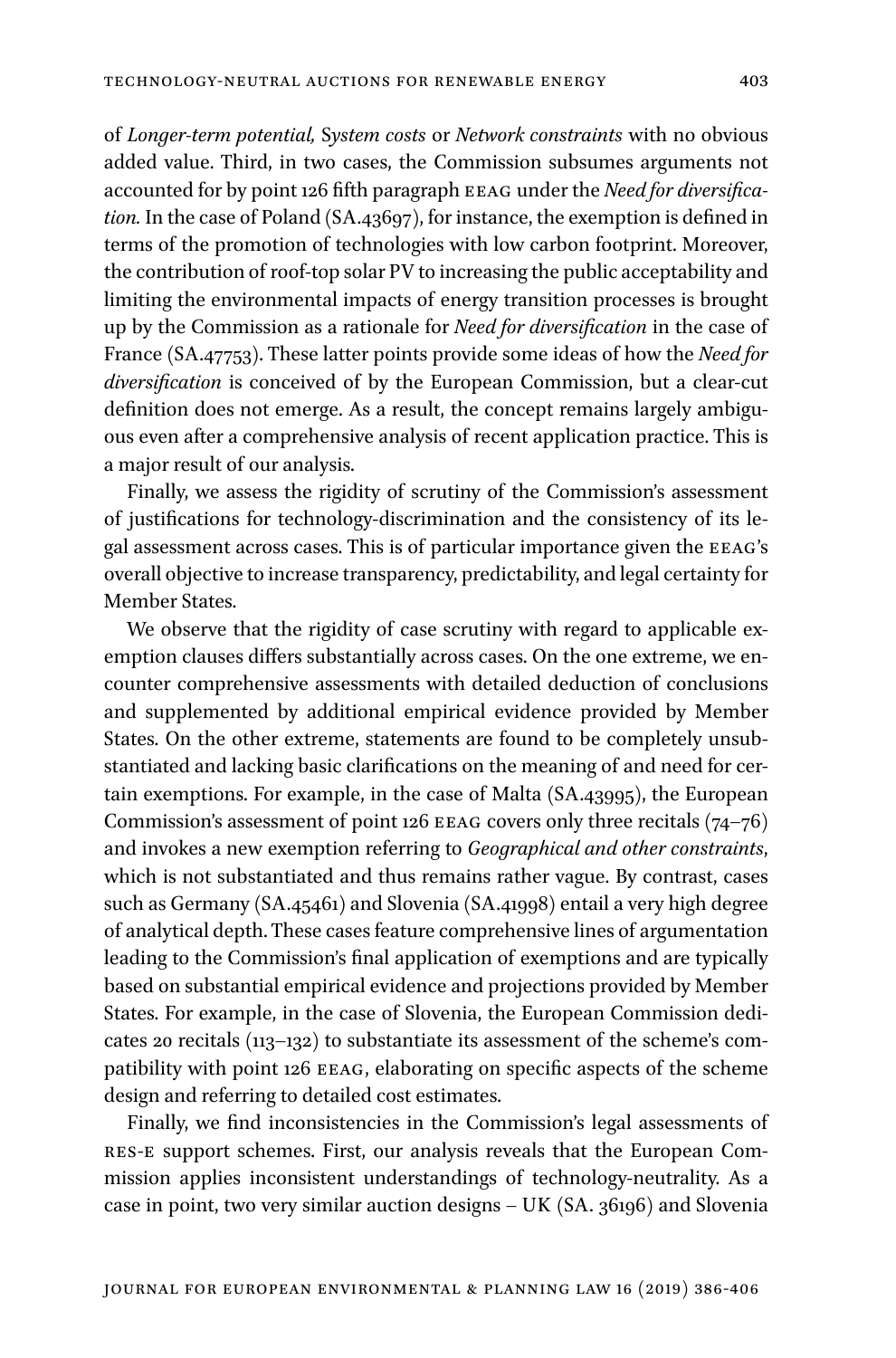of *Longer-term potential, System costs* or *Network constraints* with no obvious added value. Third, in two cases, the Commission subsumes arguments not accounted for by point 126 fifth paragraph EEAG under the *Need for diversification.* In the case of Poland (SA.43697), for instance, the exemption is defined in terms of the promotion of technologies with low carbon footprint. Moreover, the contribution of roof-top solar PV to increasing the public acceptability and limiting the environmental impacts of energy transition processes is brought up by the Commission as a rationale for *Need for diversification* in the case of France (SA.47753). These latter points provide some ideas of how the *Need for diversification* is conceived of by the European Commission, but a clear-cut definition does not emerge. As a result, the concept remains largely ambiguous even after a comprehensive analysis of recent application practice. This is a major result of our analysis.

Finally, we assess the rigidity of scrutiny of the Commission's assessment of justifications for technology-discrimination and the consistency of its legal assessment across cases. This is of particular importance given the EEAG's overall objective to increase transparency, predictability, and legal certainty for Member States.

We observe that the rigidity of case scrutiny with regard to applicable exemption clauses differs substantially across cases. On the one extreme, we encounter comprehensive assessments with detailed deduction of conclusions and supplemented by additional empirical evidence provided by Member States. On the other extreme, statements are found to be completely unsubstantiated and lacking basic clarifications on the meaning of and need for certain exemptions. For example, in the case of Malta (SA.43995), the European Commission's assessment of point 126 EEAG covers only three recitals (74–76) and invokes a new exemption referring to *Geographical and other constraints*, which is not substantiated and thus remains rather vague. By contrast, cases such as Germany (SA.45461) and Slovenia (SA.41998) entail a very high degree of analytical depth. These cases feature comprehensive lines of argumentation leading to the Commission's final application of exemptions and are typically based on substantial empirical evidence and projections provided by Member States. For example, in the case of Slovenia, the European Commission dedicates 20 recitals (113–132) to substantiate its assessment of the scheme's compatibility with point 126 EEAG, elaborating on specific aspects of the scheme design and referring to detailed cost estimates.

Finally, we find inconsistencies in the Commission's legal assessments of RES-E support schemes. First, our analysis reveals that the European Commission applies inconsistent understandings of technology-neutrality. As a case in point, two very similar auction designs – UK (SA. 36196) and Slovenia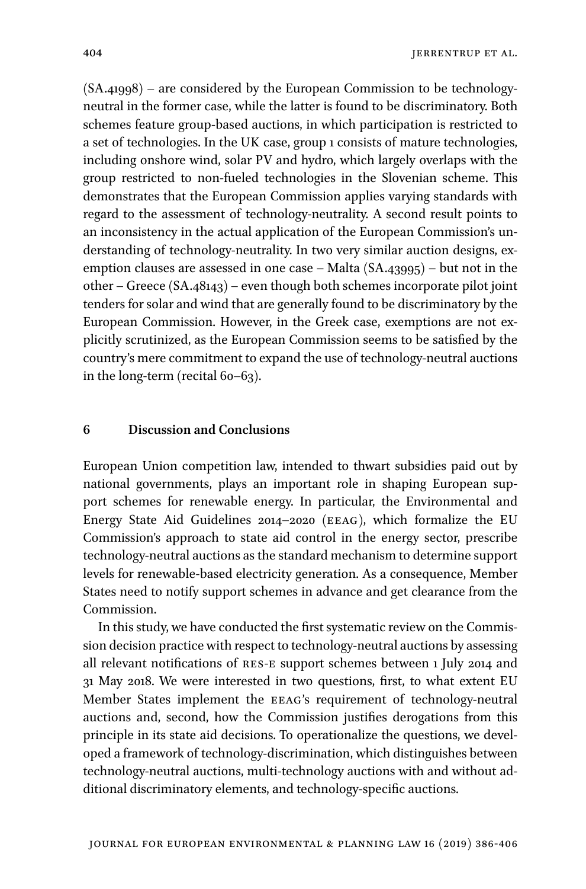(SA.41998) – are considered by the European Commission to be technology-neutral in the former case, while the latter is found to be discriminatory. Both schemes feature group-based auctions, in which participation is restricted to a set of technologies. In the UK case, group 1 consists of mature technologies, including onshore wind, solar PV and hydro, which largely overlaps with the group restricted to non-fueled technologies in the Slovenian scheme. This demonstrates that the European Commission applies varying standards with regard to the assessment of technology-neutrality. A second result points to an inconsistency in the actual application of the European Commission's understanding of technology-neutrality. In two very similar auction designs, exemption clauses are assessed in one case – Malta (SA.43995) – but not in the other – Greece (SA.48143) – even though both schemes incorporate pilot joint tenders for solar and wind that are generally found to be discriminatory by the European Commission. However, in the Greek case, exemptions are not explicitly scrutinized, as the European Commission seems to be satisfied by the country's mere commitment to expand the use of technology-neutral auctions in the long-term (recital 60–63).

## 6 Discussion and Conclusions

European Union competition law, intended to thwart subsidies paid out by national governments, plays an important role in shaping European support schemes for renewable energy. In particular, the Environmental and Energy State Aid Guidelines 2014–2020 (EEAG), which formalize the EU Commission's approach to state aid control in the energy sector, prescribe technology-neutral auctions as the standard mechanism to determine support levels for renewable-based electricity generation. As a consequence, Member States need to notify support schemes in advance and get clearance from the Commission.

In this study, we have conducted the first systematic review on the Commission decision practice with respect to technology-neutral auctions by assessing all relevant notifications of RES-E support schemes between 1 July 2014 and 31 May 2018. We were interested in two questions, first, to what extent EU Member States implement the EEAG's requirement of technology-neutral auctions and, second, how the Commission justifies derogations from this principle in its state aid decisions. To operationalize the questions, we developed a framework of technology-discrimination, which distinguishes between technology-neutral auctions, multi-technology auctions with and without additional discriminatory elements, and technology-specific auctions.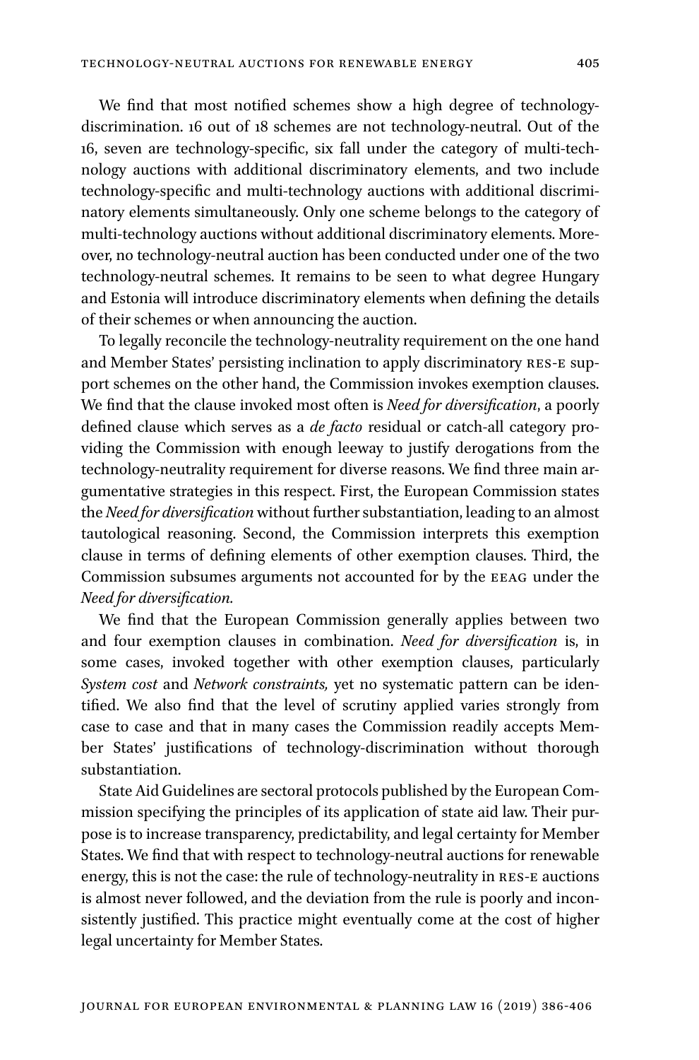We find that most notified schemes show a high degree of technology-discrimination. 16 out of 18 schemes are not technology-neutral. Out of the 16, seven are technology-specific, six fall under the category of multi-technology auctions with additional discriminatory elements, and two include technology-specific and multi-technology auctions with additional discriminatory elements simultaneously. Only one scheme belongs to the category of multi-technology auctions without additional discriminatory elements. Moreover, no technology-neutral auction has been conducted under one of the two technology-neutral schemes. It remains to be seen to what degree Hungary and Estonia will introduce discriminatory elements when defining the details of their schemes or when announcing the auction.

To legally reconcile the technology-neutrality requirement on the one hand and Member States' persisting inclination to apply discriminatory RES-E support schemes on the other hand, the Commission invokes exemption clauses. We find that the clause invoked most often is *Need for diversification*, a poorly defined clause which serves as a *de facto* residual or catch-all category providing the Commission with enough leeway to justify derogations from the technology-neutrality requirement for diverse reasons. We find three main argumentative strategies in this respect. First, the European Commission states the *Need for diversification* without further substantiation, leading to an almost tautological reasoning. Second, the Commission interprets this exemption clause in terms of defining elements of other exemption clauses. Third, the Commission subsumes arguments not accounted for by the EEAG under the *Need for diversification.*

We find that the European Commission generally applies between two and four exemption clauses in combination. *Need for diversification* is, in some cases, invoked together with other exemption clauses, particularly *System cost* and *Network constraints,* yet no systematic pattern can be identified. We also find that the level of scrutiny applied varies strongly from case to case and that in many cases the Commission readily accepts Member States' justifications of technology-discrimination without thorough substantiation.

State Aid Guidelines are sectoral protocols published by the European Commission specifying the principles of its application of state aid law. Their purpose is to increase transparency, predictability, and legal certainty for Member States. We find that with respect to technology-neutral auctions for renewable energy, this is not the case: the rule of technology-neutrality in RES-E auctions is almost never followed, and the deviation from the rule is poorly and inconsistently justified. This practice might eventually come at the cost of higher legal uncertainty for Member States.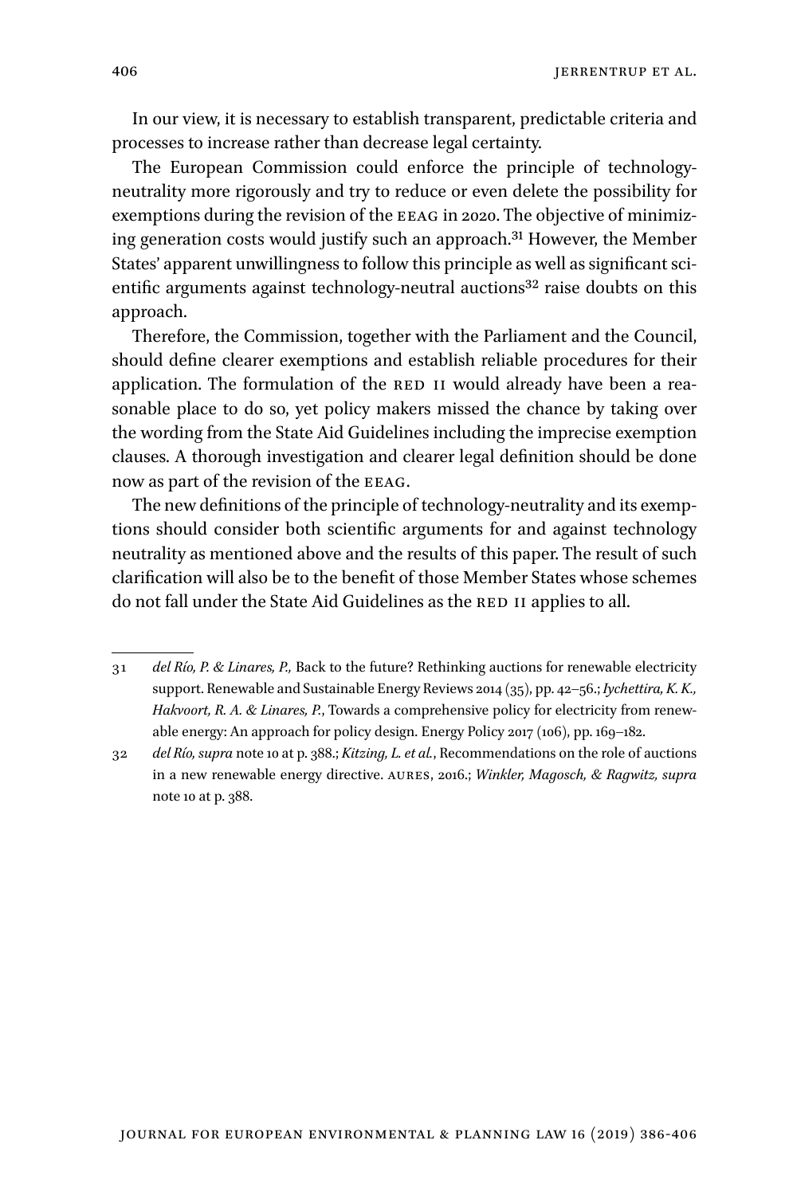In our view, it is necessary to establish transparent, predictable criteria and processes to increase rather than decrease legal certainty.

The European Commission could enforce the principle of technology-neutrality more rigorously and try to reduce or even delete the possibility for exemptions during the revision of the EEAG in 2020. The objective of minimizing generation costs would justify such an approach.[31] However, the Member States' apparent unwillingness to follow this principle as well as significant scientific arguments against technology-neutral auctions[32] raise doubts on this approach.

Therefore, the Commission, together with the Parliament and the Council, should define clearer exemptions and establish reliable procedures for their application. The formulation of the RED II would already have been a reasonable place to do so, yet policy makers missed the chance by taking over the wording from the State Aid Guidelines including the imprecise exemption clauses. A thorough investigation and clearer legal definition should be done now as part of the revision of the EEAG.

The new definitions of the principle of technology-neutrality and its exemptions should consider both scientific arguments for and against technology neutrality as mentioned above and the results of this paper. The result of such clarification will also be to the benefit of those Member States whose schemes do not fall under the State Aid Guidelines as the RED II applies to all.

---

31 *del Río, P. & Linares, P.,* Back to the future? Rethinking auctions for renewable electricity support. Renewable and Sustainable Energy Reviews 2014 (35), pp. 42–56.; *Iychettira, K. K., Hakvoort, R. A. & Linares, P.*, Towards a comprehensive policy for electricity from renewable energy: An approach for policy design. Energy Policy 2017 (106), pp. 169–182.

32 *del Río, supra* note 10 at p. 388.; *Kitzing, L. et al.*, Recommendations on the role of auctions in a new renewable energy directive. AURES, 2016.; *Winkler, Magosch, & Ragwitz, supra* note 10 at p. 388.